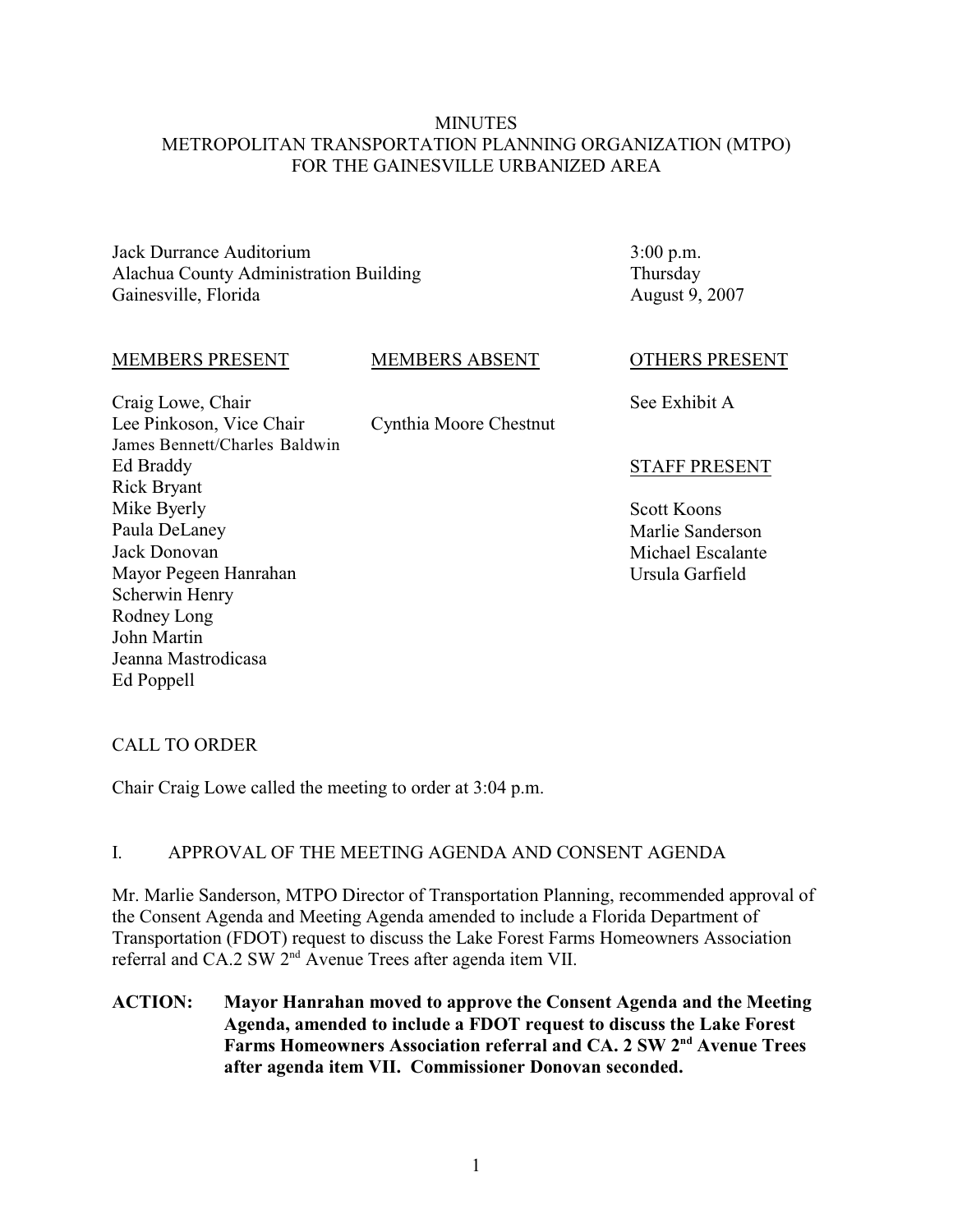# MINUTES
## METROPOLITAN TRANSPORTATION PLANNING ORGANIZATION (MTPO)
## FOR THE GAINESVILLE URBANIZED AREA

Jack Durrance Auditorium
Alachua County Administration Building
Gainesville, Florida

3:00 p.m.
Thursday
August 9, 2007

| MEMBERS PRESENT | MEMBERS ABSENT | OTHERS PRESENT |
|---|---|---|
| Craig Lowe, Chair | | See Exhibit A |
| Lee Pinkoson, Vice Chair | Cynthia Moore Chestnut | |
| James Bennett/Charles Baldwin | | |
| Ed Braddy | | **STAFF PRESENT** |
| Rick Bryant | | |
| Mike Byerly | | Scott Koons |
| Paula DeLaney | | Marlie Sanderson |
| Jack Donovan | | Michael Escalante |
| Mayor Pegeen Hanrahan | | Ursula Garfield |
| Scherwin Henry | | |
| Rodney Long | | |
| John Martin | | |
| Jeanna Mastrodicasa | | |
| Ed Poppell | | |

CALL TO ORDER

Chair Craig Lowe called the meeting to order at 3:04 p.m.

I. APPROVAL OF THE MEETING AGENDA AND CONSENT AGENDA

Mr. Marlie Sanderson, MTPO Director of Transportation Planning, recommended approval of the Consent Agenda and Meeting Agenda amended to include a Florida Department of Transportation (FDOT) request to discuss the Lake Forest Farms Homeowners Association referral and CA.2 SW 2nd Avenue Trees after agenda item VII.

**ACTION: Mayor Hanrahan moved to approve the Consent Agenda and the Meeting Agenda, amended to include a FDOT request to discuss the Lake Forest Farms Homeowners Association referral and CA. 2 SW 2nd Avenue Trees after agenda item VII. Commissioner Donovan seconded.**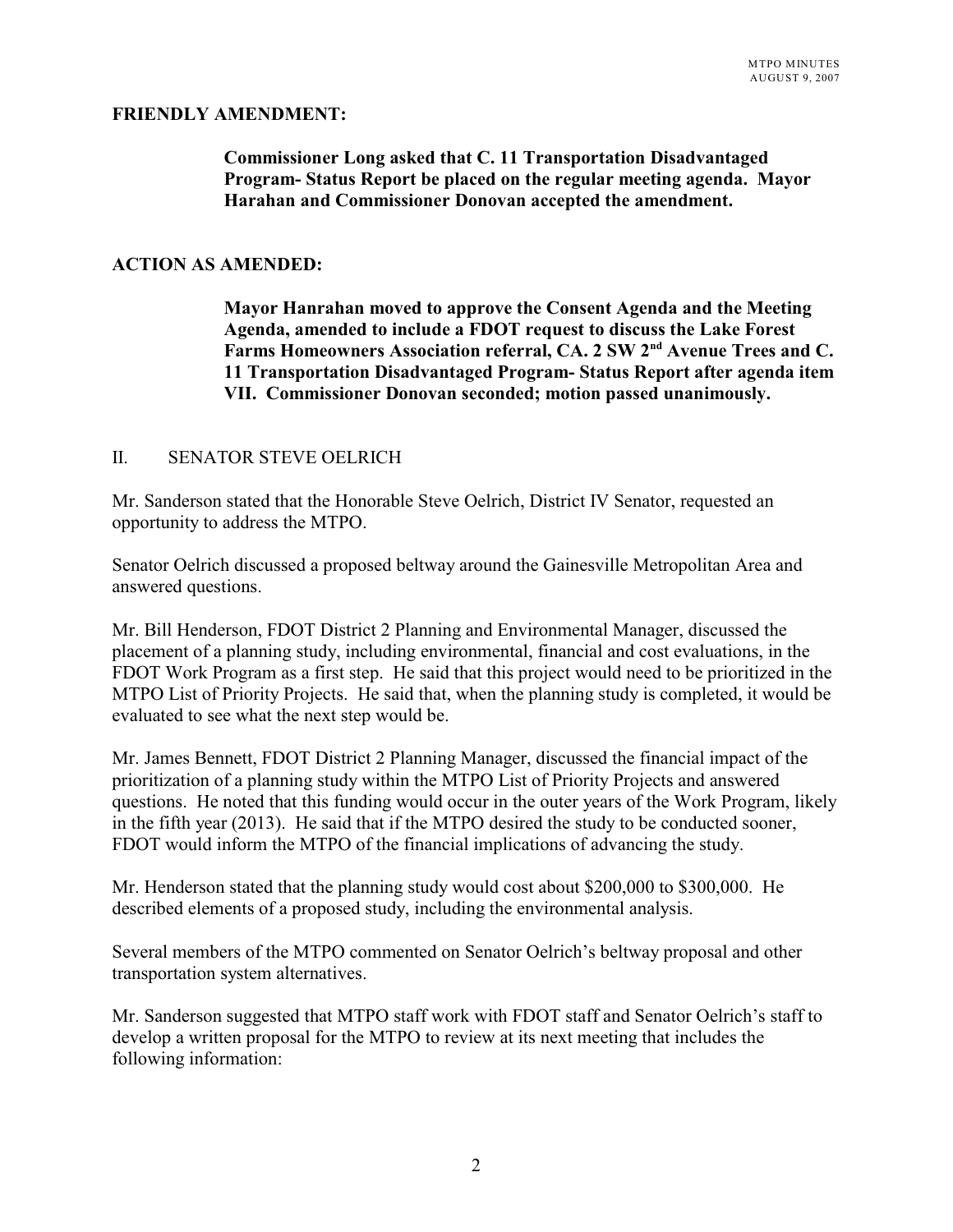**FRIENDLY AMENDMENT:**

> **Commissioner Long asked that C. 11 Transportation Disadvantaged Program- Status Report be placed on the regular meeting agenda. Mayor Harahan and Commissioner Donovan accepted the amendment.**

**ACTION AS AMENDED:**

> **Mayor Hanrahan moved to approve the Consent Agenda and the Meeting Agenda, amended to include a FDOT request to discuss the Lake Forest Farms Homeowners Association referral, CA. 2 SW 2nd Avenue Trees and C. 11 Transportation Disadvantaged Program- Status Report after agenda item VII. Commissioner Donovan seconded; motion passed unanimously.**

## II. SENATOR STEVE OELRICH

Mr. Sanderson stated that the Honorable Steve Oelrich, District IV Senator, requested an opportunity to address the MTPO.

Senator Oelrich discussed a proposed beltway around the Gainesville Metropolitan Area and answered questions.

Mr. Bill Henderson, FDOT District 2 Planning and Environmental Manager, discussed the placement of a planning study, including environmental, financial and cost evaluations, in the FDOT Work Program as a first step. He said that this project would need to be prioritized in the MTPO List of Priority Projects. He said that, when the planning study is completed, it would be evaluated to see what the next step would be.

Mr. James Bennett, FDOT District 2 Planning Manager, discussed the financial impact of the prioritization of a planning study within the MTPO List of Priority Projects and answered questions. He noted that this funding would occur in the outer years of the Work Program, likely in the fifth year (2013). He said that if the MTPO desired the study to be conducted sooner, FDOT would inform the MTPO of the financial implications of advancing the study.

Mr. Henderson stated that the planning study would cost about $200,000 to $300,000. He described elements of a proposed study, including the environmental analysis.

Several members of the MTPO commented on Senator Oelrich's beltway proposal and other transportation system alternatives.

Mr. Sanderson suggested that MTPO staff work with FDOT staff and Senator Oelrich's staff to develop a written proposal for the MTPO to review at its next meeting that includes the following information: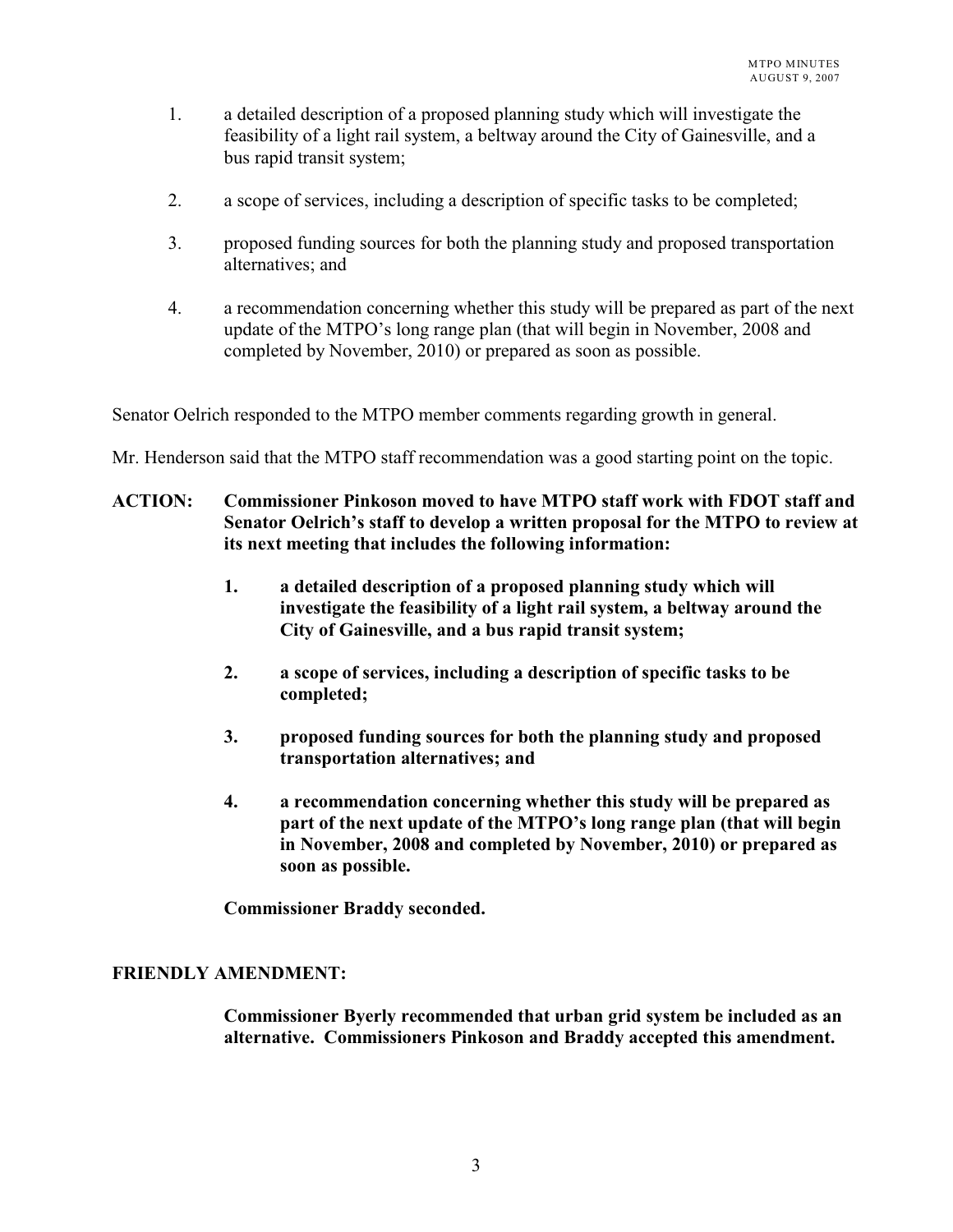1. a detailed description of a proposed planning study which will investigate the feasibility of a light rail system, a beltway around the City of Gainesville, and a bus rapid transit system;

2. a scope of services, including a description of specific tasks to be completed;

3. proposed funding sources for both the planning study and proposed transportation alternatives; and

4. a recommendation concerning whether this study will be prepared as part of the next update of the MTPO's long range plan (that will begin in November, 2008 and completed by November, 2010) or prepared as soon as possible.

Senator Oelrich responded to the MTPO member comments regarding growth in general.

Mr. Henderson said that the MTPO staff recommendation was a good starting point on the topic.

**ACTION: Commissioner Pinkoson moved to have MTPO staff work with FDOT staff and Senator Oelrich's staff to develop a written proposal for the MTPO to review at its next meeting that includes the following information:**

> **1. a detailed description of a proposed planning study which will investigate the feasibility of a light rail system, a beltway around the City of Gainesville, and a bus rapid transit system;**
>
> **2. a scope of services, including a description of specific tasks to be completed;**
>
> **3. proposed funding sources for both the planning study and proposed transportation alternatives; and**
>
> **4. a recommendation concerning whether this study will be prepared as part of the next update of the MTPO's long range plan (that will begin in November, 2008 and completed by November, 2010) or prepared as soon as possible.**
>
> **Commissioner Braddy seconded.**

**FRIENDLY AMENDMENT:**

> **Commissioner Byerly recommended that urban grid system be included as an alternative. Commissioners Pinkoson and Braddy accepted this amendment.**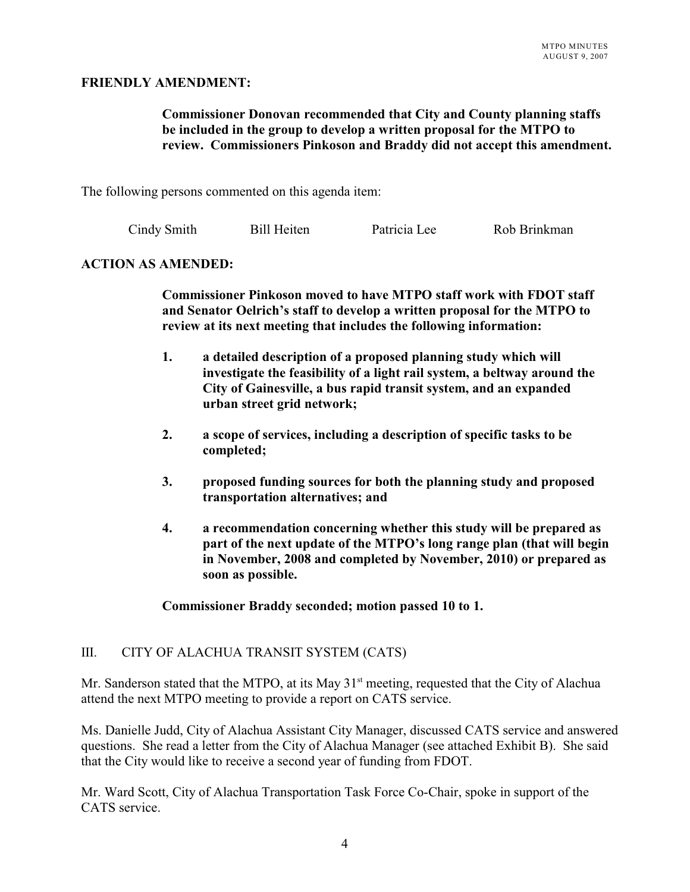**FRIENDLY AMENDMENT:**

> **Commissioner Donovan recommended that City and County planning staffs be included in the group to develop a written proposal for the MTPO to review. Commissioners Pinkoson and Braddy did not accept this amendment.**

The following persons commented on this agenda item:

Cindy Smith    Bill Heiten    Patricia Lee    Rob Brinkman

**ACTION AS AMENDED:**

> **Commissioner Pinkoson moved to have MTPO staff work with FDOT staff and Senator Oelrich's staff to develop a written proposal for the MTPO to review at its next meeting that includes the following information:**
>
> **1. a detailed description of a proposed planning study which will investigate the feasibility of a light rail system, a beltway around the City of Gainesville, a bus rapid transit system, and an expanded urban street grid network;**
>
> **2. a scope of services, including a description of specific tasks to be completed;**
>
> **3. proposed funding sources for both the planning study and proposed transportation alternatives; and**
>
> **4. a recommendation concerning whether this study will be prepared as part of the next update of the MTPO's long range plan (that will begin in November, 2008 and completed by November, 2010) or prepared as soon as possible.**
>
> **Commissioner Braddy seconded; motion passed 10 to 1.**

III. CITY OF ALACHUA TRANSIT SYSTEM (CATS)

Mr. Sanderson stated that the MTPO, at its May 31st meeting, requested that the City of Alachua attend the next MTPO meeting to provide a report on CATS service.

Ms. Danielle Judd, City of Alachua Assistant City Manager, discussed CATS service and answered questions. She read a letter from the City of Alachua Manager (see attached Exhibit B). She said that the City would like to receive a second year of funding from FDOT.

Mr. Ward Scott, City of Alachua Transportation Task Force Co-Chair, spoke in support of the CATS service.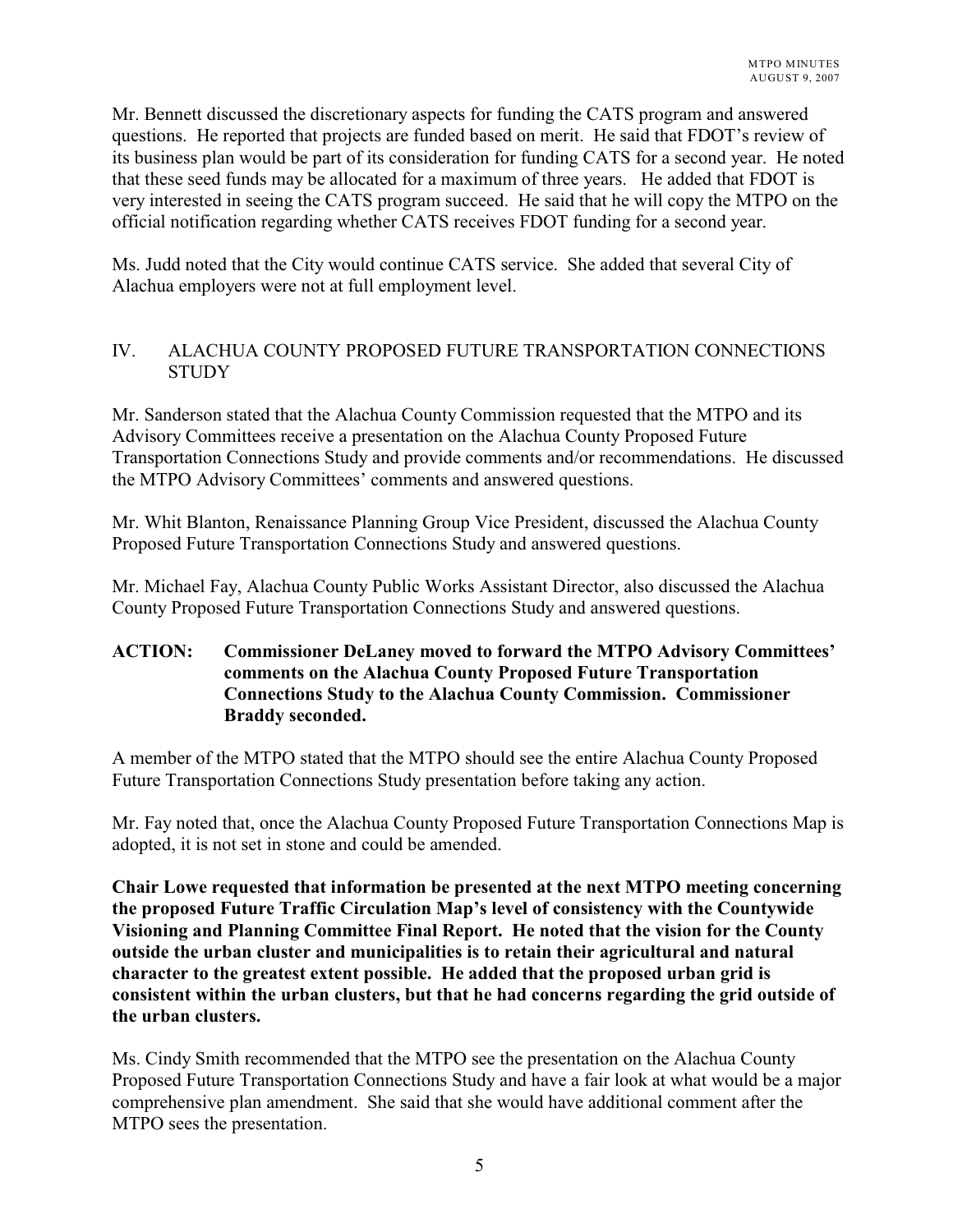Mr. Bennett discussed the discretionary aspects for funding the CATS program and answered questions. He reported that projects are funded based on merit. He said that FDOT's review of its business plan would be part of its consideration for funding CATS for a second year. He noted that these seed funds may be allocated for a maximum of three years. He added that FDOT is very interested in seeing the CATS program succeed. He said that he will copy the MTPO on the official notification regarding whether CATS receives FDOT funding for a second year.

Ms. Judd noted that the City would continue CATS service. She added that several City of Alachua employers were not at full employment level.

## IV. ALACHUA COUNTY PROPOSED FUTURE TRANSPORTATION CONNECTIONS STUDY

Mr. Sanderson stated that the Alachua County Commission requested that the MTPO and its Advisory Committees receive a presentation on the Alachua County Proposed Future Transportation Connections Study and provide comments and/or recommendations. He discussed the MTPO Advisory Committees' comments and answered questions.

Mr. Whit Blanton, Renaissance Planning Group Vice President, discussed the Alachua County Proposed Future Transportation Connections Study and answered questions.

Mr. Michael Fay, Alachua County Public Works Assistant Director, also discussed the Alachua County Proposed Future Transportation Connections Study and answered questions.

**ACTION: Commissioner DeLaney moved to forward the MTPO Advisory Committees' comments on the Alachua County Proposed Future Transportation Connections Study to the Alachua County Commission. Commissioner Braddy seconded.**

A member of the MTPO stated that the MTPO should see the entire Alachua County Proposed Future Transportation Connections Study presentation before taking any action.

Mr. Fay noted that, once the Alachua County Proposed Future Transportation Connections Map is adopted, it is not set in stone and could be amended.

**Chair Lowe requested that information be presented at the next MTPO meeting concerning the proposed Future Traffic Circulation Map's level of consistency with the Countywide Visioning and Planning Committee Final Report. He noted that the vision for the County outside the urban cluster and municipalities is to retain their agricultural and natural character to the greatest extent possible. He added that the proposed urban grid is consistent within the urban clusters, but that he had concerns regarding the grid outside of the urban clusters.**

Ms. Cindy Smith recommended that the MTPO see the presentation on the Alachua County Proposed Future Transportation Connections Study and have a fair look at what would be a major comprehensive plan amendment. She said that she would have additional comment after the MTPO sees the presentation.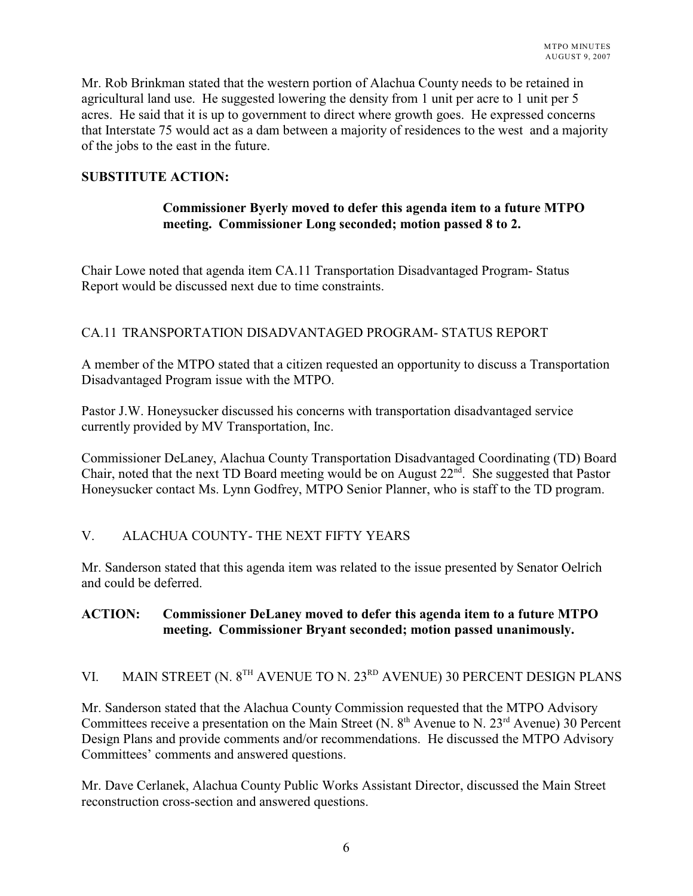Mr. Rob Brinkman stated that the western portion of Alachua County needs to be retained in agricultural land use. He suggested lowering the density from 1 unit per acre to 1 unit per 5 acres. He said that it is up to government to direct where growth goes. He expressed concerns that Interstate 75 would act as a dam between a majority of residences to the west and a majority of the jobs to the east in the future.

**SUBSTITUTE ACTION:**

> **Commissioner Byerly moved to defer this agenda item to a future MTPO meeting. Commissioner Long seconded; motion passed 8 to 2.**

Chair Lowe noted that agenda item CA.11 Transportation Disadvantaged Program- Status Report would be discussed next due to time constraints.

## CA.11 TRANSPORTATION DISADVANTAGED PROGRAM- STATUS REPORT

A member of the MTPO stated that a citizen requested an opportunity to discuss a Transportation Disadvantaged Program issue with the MTPO.

Pastor J.W. Honeysucker discussed his concerns with transportation disadvantaged service currently provided by MV Transportation, Inc.

Commissioner DeLaney, Alachua County Transportation Disadvantaged Coordinating (TD) Board Chair, noted that the next TD Board meeting would be on August 22nd. She suggested that Pastor Honeysucker contact Ms. Lynn Godfrey, MTPO Senior Planner, who is staff to the TD program.

## V. ALACHUA COUNTY- THE NEXT FIFTY YEARS

Mr. Sanderson stated that this agenda item was related to the issue presented by Senator Oelrich and could be deferred.

**ACTION: Commissioner DeLaney moved to defer this agenda item to a future MTPO meeting. Commissioner Bryant seconded; motion passed unanimously.**

## VI. MAIN STREET (N. 8TH AVENUE TO N. 23RD AVENUE) 30 PERCENT DESIGN PLANS

Mr. Sanderson stated that the Alachua County Commission requested that the MTPO Advisory Committees receive a presentation on the Main Street (N. 8th Avenue to N. 23rd Avenue) 30 Percent Design Plans and provide comments and/or recommendations. He discussed the MTPO Advisory Committees' comments and answered questions.

Mr. Dave Cerlanek, Alachua County Public Works Assistant Director, discussed the Main Street reconstruction cross-section and answered questions.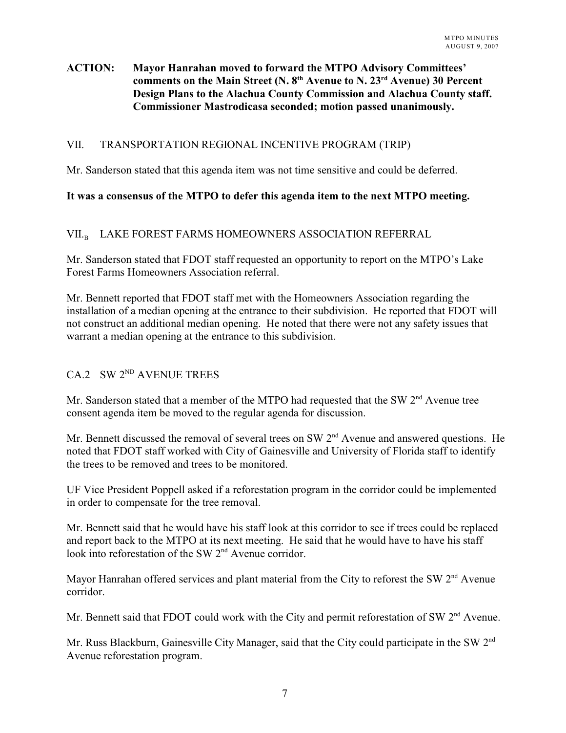**ACTION: Mayor Hanrahan moved to forward the MTPO Advisory Committees' comments on the Main Street (N. 8th Avenue to N. 23rd Avenue) 30 Percent Design Plans to the Alachua County Commission and Alachua County staff. Commissioner Mastrodicasa seconded; motion passed unanimously.**

## VII. TRANSPORTATION REGIONAL INCENTIVE PROGRAM (TRIP)

Mr. Sanderson stated that this agenda item was not time sensitive and could be deferred.

**It was a consensus of the MTPO to defer this agenda item to the next MTPO meeting.**

## VII.B LAKE FOREST FARMS HOMEOWNERS ASSOCIATION REFERRAL

Mr. Sanderson stated that FDOT staff requested an opportunity to report on the MTPO's Lake Forest Farms Homeowners Association referral.

Mr. Bennett reported that FDOT staff met with the Homeowners Association regarding the installation of a median opening at the entrance to their subdivision. He reported that FDOT will not construct an additional median opening. He noted that there were not any safety issues that warrant a median opening at the entrance to this subdivision.

## CA.2 SW 2ND AVENUE TREES

Mr. Sanderson stated that a member of the MTPO had requested that the SW 2nd Avenue tree consent agenda item be moved to the regular agenda for discussion.

Mr. Bennett discussed the removal of several trees on SW 2nd Avenue and answered questions. He noted that FDOT staff worked with City of Gainesville and University of Florida staff to identify the trees to be removed and trees to be monitored.

UF Vice President Poppell asked if a reforestation program in the corridor could be implemented in order to compensate for the tree removal.

Mr. Bennett said that he would have his staff look at this corridor to see if trees could be replaced and report back to the MTPO at its next meeting. He said that he would have to have his staff look into reforestation of the SW 2nd Avenue corridor.

Mayor Hanrahan offered services and plant material from the City to reforest the SW 2nd Avenue corridor.

Mr. Bennett said that FDOT could work with the City and permit reforestation of SW 2nd Avenue.

Mr. Russ Blackburn, Gainesville City Manager, said that the City could participate in the SW 2nd Avenue reforestation program.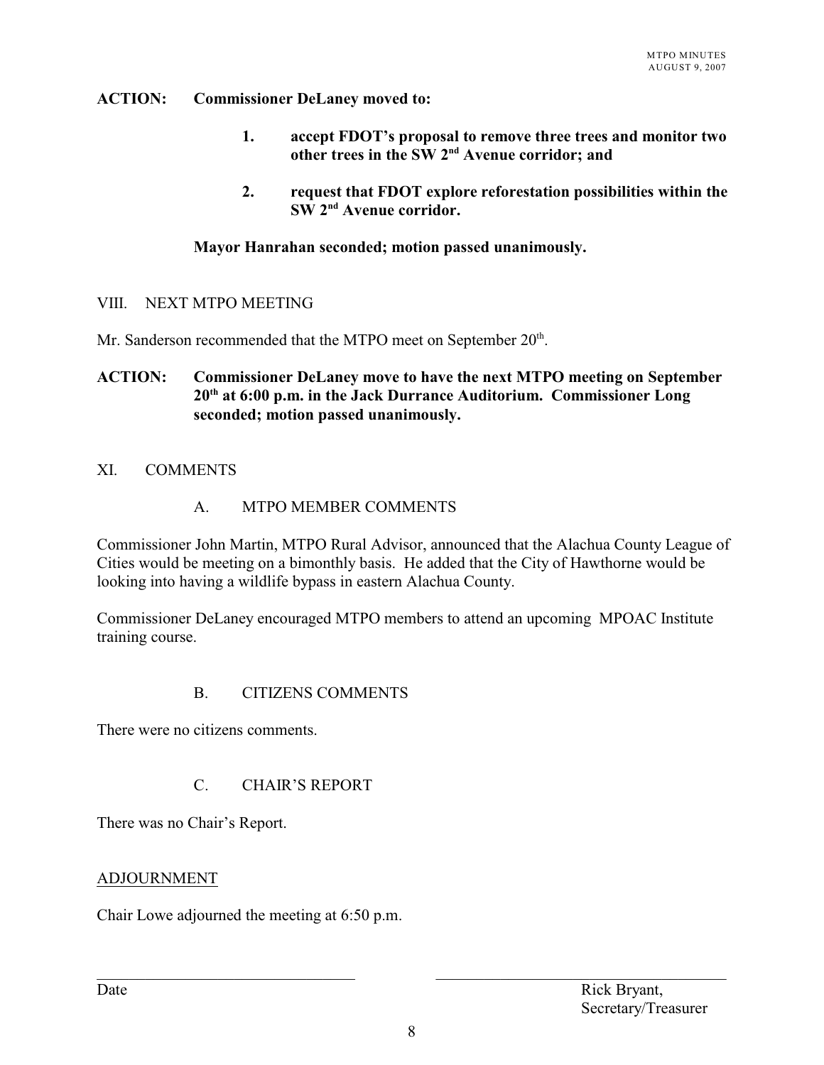**ACTION: Commissioner DeLaney moved to:**

> **1. accept FDOT's proposal to remove three trees and monitor two other trees in the SW 2nd Avenue corridor; and**
>
> **2. request that FDOT explore reforestation possibilities within the SW 2nd Avenue corridor.**

**Mayor Hanrahan seconded; motion passed unanimously.**

## VIII. NEXT MTPO MEETING

Mr. Sanderson recommended that the MTPO meet on September 20th.

**ACTION: Commissioner DeLaney move to have the next MTPO meeting on September 20th at 6:00 p.m. in the Jack Durrance Auditorium. Commissioner Long seconded; motion passed unanimously.**

## XI. COMMENTS

### A. MTPO MEMBER COMMENTS

Commissioner John Martin, MTPO Rural Advisor, announced that the Alachua County League of Cities would be meeting on a bimonthly basis. He added that the City of Hawthorne would be looking into having a wildlife bypass in eastern Alachua County.

Commissioner DeLaney encouraged MTPO members to attend an upcoming MPOAC Institute training course.

### B. CITIZENS COMMENTS

There were no citizens comments.

### C. CHAIR'S REPORT

There was no Chair's Report.

ADJOURNMENT

Chair Lowe adjourned the meeting at 6:50 p.m.

\_\_\_\_\_\_\_\_\_\_\_\_\_\_\_\_\_\_\_\_\_\_\_\_\_\_\_\_\_\_ \_\_\_\_\_\_\_\_\_\_\_\_\_\_\_\_\_\_\_\_\_\_\_\_\_\_\_\_\_\_

Date Rick Bryant,
Secretary/Treasurer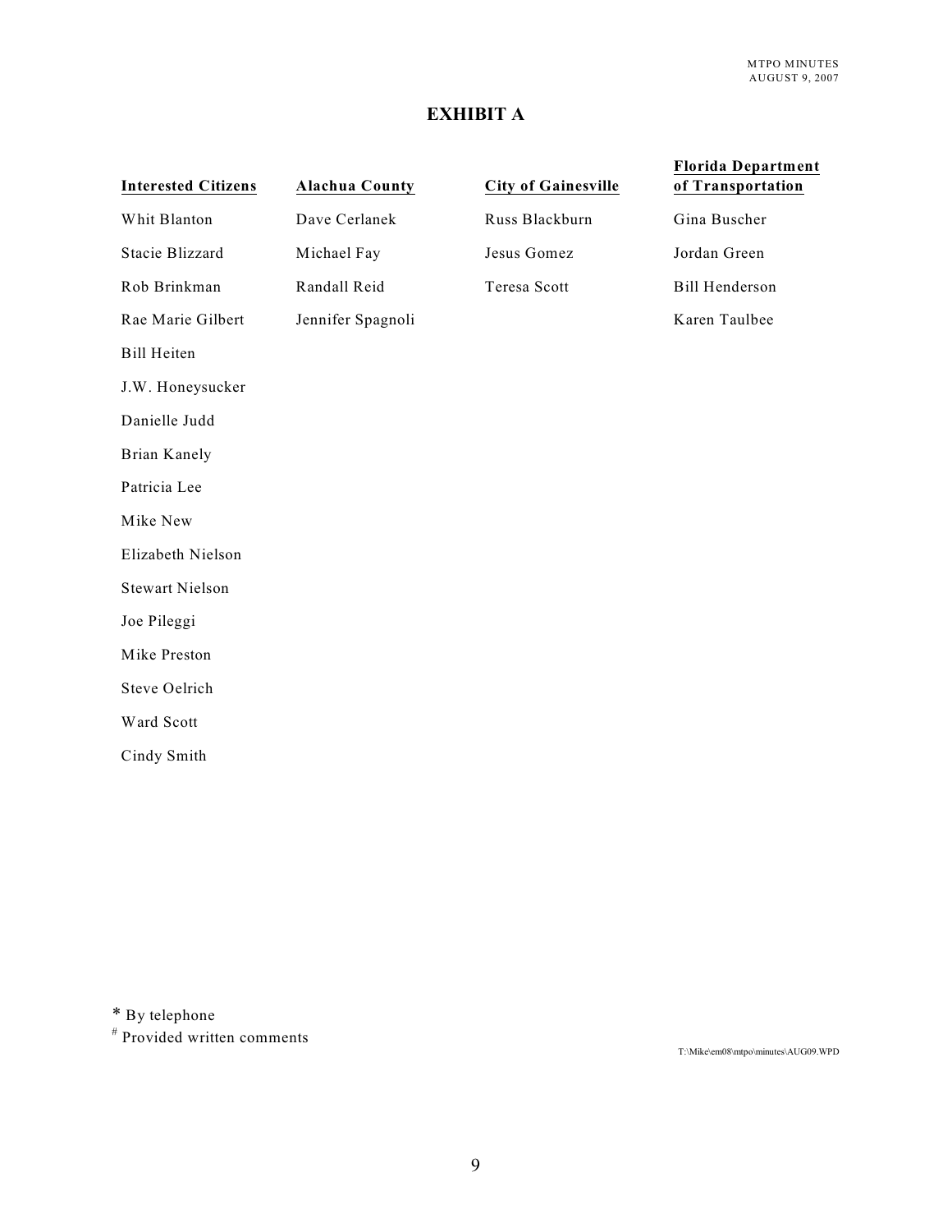# EXHIBIT A

| Interested Citizens | Alachua County | City of Gainesville | Florida Department of Transportation |
|---|---|---|---|
| Whit Blanton | Dave Cerlanek | Russ Blackburn | Gina Buscher |
| Stacie Blizzard | Michael Fay | Jesus Gomez | Jordan Green |
| Rob Brinkman | Randall Reid | Teresa Scott | Bill Henderson |
| Rae Marie Gilbert | Jennifer Spagnoli | | Karen Taulbee |
| Bill Heiten | | | |
| J.W. Honeysucker | | | |
| Danielle Judd | | | |
| Brian Kanely | | | |
| Patricia Lee | | | |
| Mike New | | | |
| Elizabeth Nielson | | | |
| Stewart Nielson | | | |
| Joe Pileggi | | | |
| Mike Preston | | | |
| Steve Oelrich | | | |
| Ward Scott | | | |
| Cindy Smith | | | |

* By telephone
# Provided written comments

T:\Mike\em08\mtpo\minutes\AUG09.WPD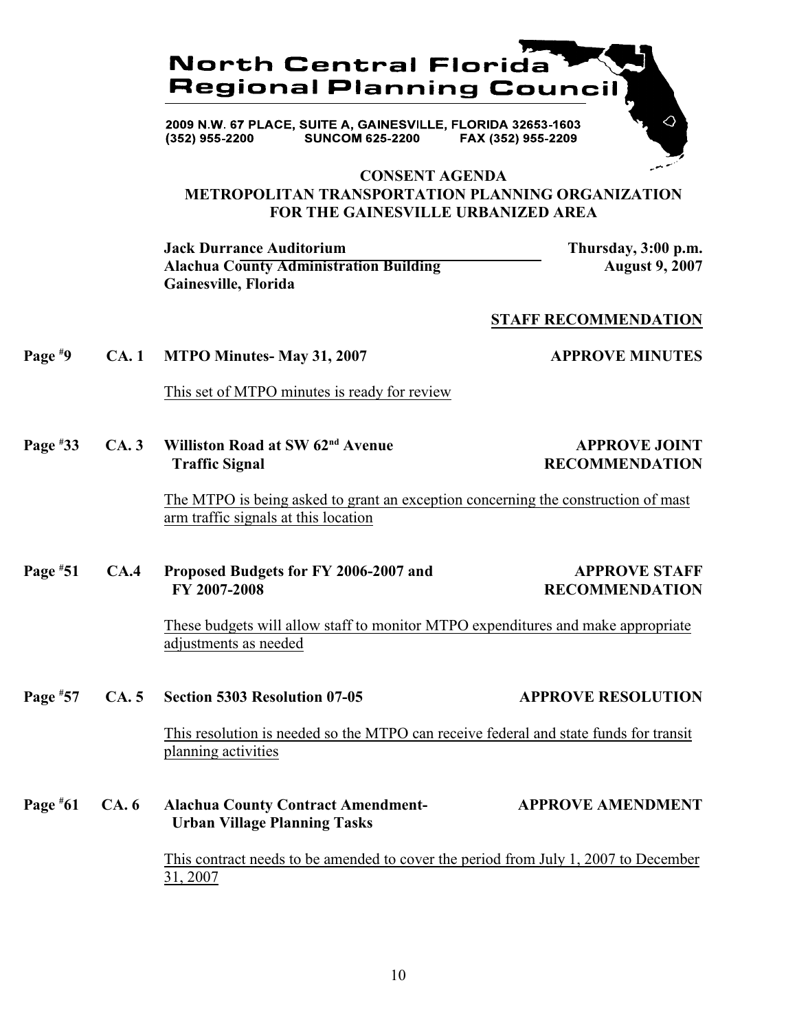# North Central Florida Regional Planning Council

2009 N.W. 67 PLACE, SUITE A, GAINESVILLE, FLORIDA 32653-1603
(352) 955-2200 SUNCOM 625-2200 FAX (352) 955-2209

## CONSENT AGENDA
## METROPOLITAN TRANSPORTATION PLANNING ORGANIZATION FOR THE GAINESVILLE URBANIZED AREA

**Jack Durrance Auditorium**
**Alachua County Administration Building**
**Gainesville, Florida**

**Thursday, 3:00 p.m.**
**August 9, 2007**

**STAFF RECOMMENDATION**

**Page #9 CA. 1 MTPO Minutes- May 31, 2007** **APPROVE MINUTES**

This set of MTPO minutes is ready for review

**Page #33 CA. 3 Williston Road at SW 62nd Avenue Traffic Signal** **APPROVE JOINT RECOMMENDATION**

The MTPO is being asked to grant an exception concerning the construction of mast arm traffic signals at this location

**Page #51 CA.4 Proposed Budgets for FY 2006-2007 and FY 2007-2008** **APPROVE STAFF RECOMMENDATION**

These budgets will allow staff to monitor MTPO expenditures and make appropriate adjustments as needed

**Page #57 CA. 5 Section 5303 Resolution 07-05** **APPROVE RESOLUTION**

This resolution is needed so the MTPO can receive federal and state funds for transit planning activities

**Page #61 CA. 6 Alachua County Contract Amendment- Urban Village Planning Tasks** **APPROVE AMENDMENT**

This contract needs to be amended to cover the period from July 1, 2007 to December 31, 2007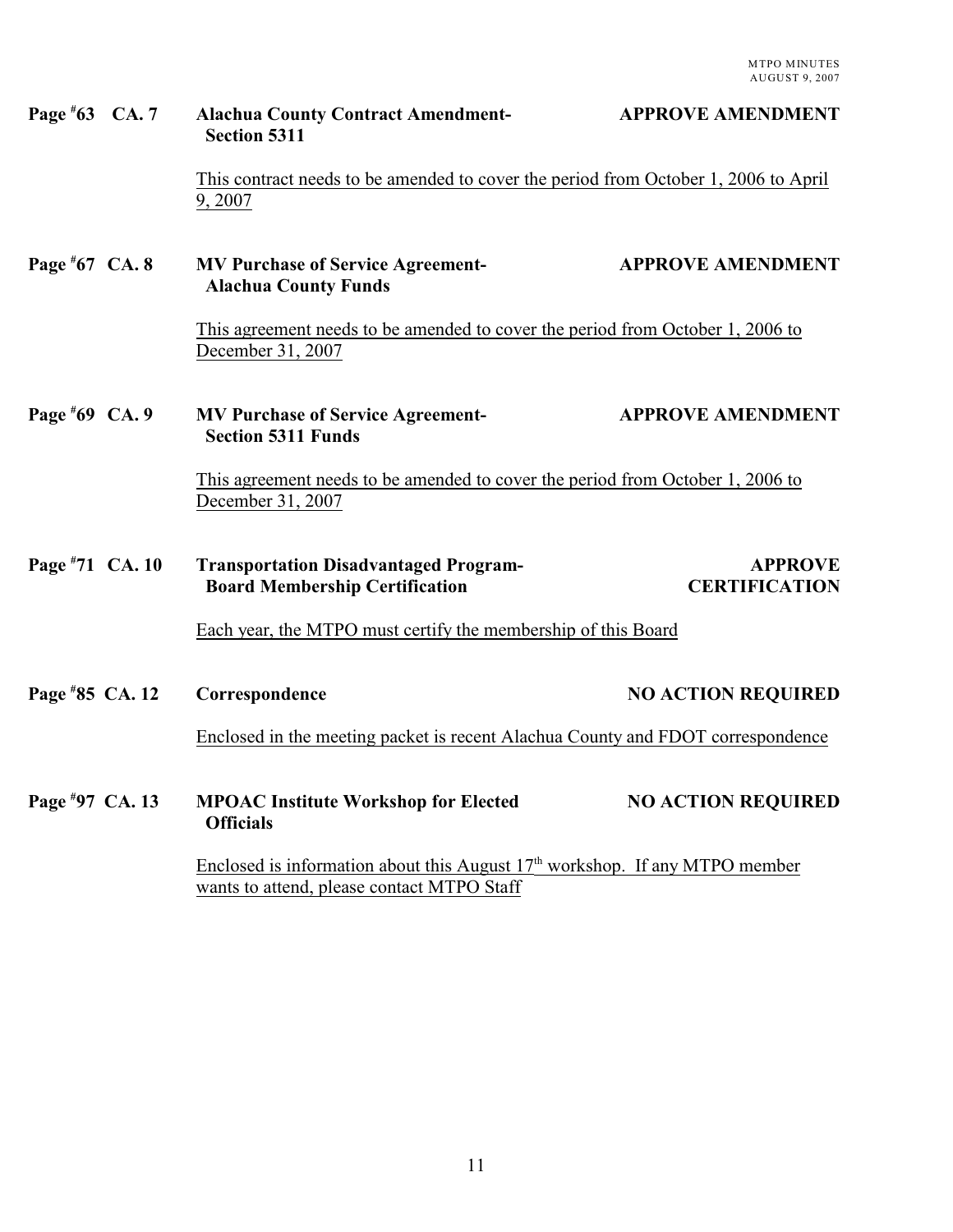**Page #63 CA. 7 Alachua County Contract Amendment- Section 5311** — **APPROVE AMENDMENT**

This contract needs to be amended to cover the period from October 1, 2006 to April 9, 2007

**Page #67 CA. 8 MV Purchase of Service Agreement- Alachua County Funds** — **APPROVE AMENDMENT**

This agreement needs to be amended to cover the period from October 1, 2006 to December 31, 2007

**Page #69 CA. 9 MV Purchase of Service Agreement- Section 5311 Funds** — **APPROVE AMENDMENT**

This agreement needs to be amended to cover the period from October 1, 2006 to December 31, 2007

**Page #71 CA. 10 Transportation Disadvantaged Program- Board Membership Certification** — **APPROVE CERTIFICATION**

Each year, the MTPO must certify the membership of this Board

**Page #85 CA. 12 Correspondence** — **NO ACTION REQUIRED**

Enclosed in the meeting packet is recent Alachua County and FDOT correspondence

**Page #97 CA. 13 MPOAC Institute Workshop for Elected Officials** — **NO ACTION REQUIRED**

Enclosed is information about this August 17th workshop. If any MTPO member wants to attend, please contact MTPO Staff